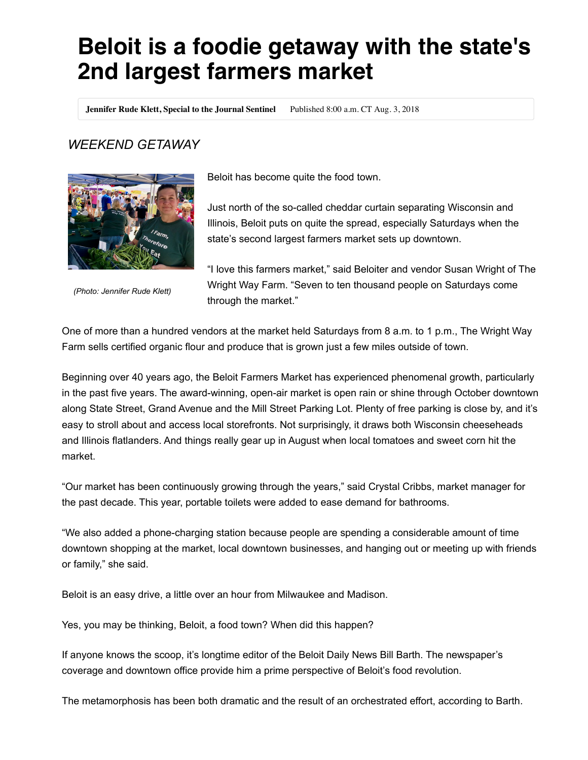# Beloit is a foodie getaway with the state's 2nd largest farmers market

**Jennifer Rude Klett, Special to the Journal Sentinel** Published 8:00 a.m. CT Aug. 3, 2018

*WEEKEND GETAWAY*

*(Photo: Jennifer Rude Klett)*

Beloit has become quite the food town.

Just north of the so-called cheddar curtain separating Wisconsin and Illinois, Beloit puts on quite the spread, especially Saturdays when the state's second largest farmers market sets up downtown.

"I love this farmers market," said Beloiter and vendor Susan Wright of The Wright Way Farm. "Seven to ten thousand people on Saturdays come through the market."

One of more than a hundred vendors at the market held Saturdays from 8 a.m. to 1 p.m., The Wright Way Farm sells certified organic flour and produce that is grown just a few miles outside of town.

Beginning over 40 years ago, the Beloit Farmers Market has experienced phenomenal growth, particularly in the past five years. The award-winning, open-air market is open rain or shine through October downtown along State Street, Grand Avenue and the Mill Street Parking Lot. Plenty of free parking is close by, and it's easy to stroll about and access local storefronts. Not surprisingly, it draws both Wisconsin cheeseheads and Illinois flatlanders. And things really gear up in August when local tomatoes and sweet corn hit the market.

"Our market has been continuously growing through the years," said Crystal Cribbs, market manager for the past decade. This year, portable toilets were added to ease demand for bathrooms.

"We also added a phone-charging station because people are spending a considerable amount of time downtown shopping at the market, local downtown businesses, and hanging out or meeting up with friends or family," she said.

Beloit is an easy drive, a little over an hour from Milwaukee and Madison.

Yes, you may be thinking, Beloit, a food town? When did this happen?

If anyone knows the scoop, it's longtime editor of the Beloit Daily News Bill Barth. The newspaper's coverage and downtown office provide him a prime perspective of Beloit's food revolution.

The metamorphosis has been both dramatic and the result of an orchestrated effort, according to Barth.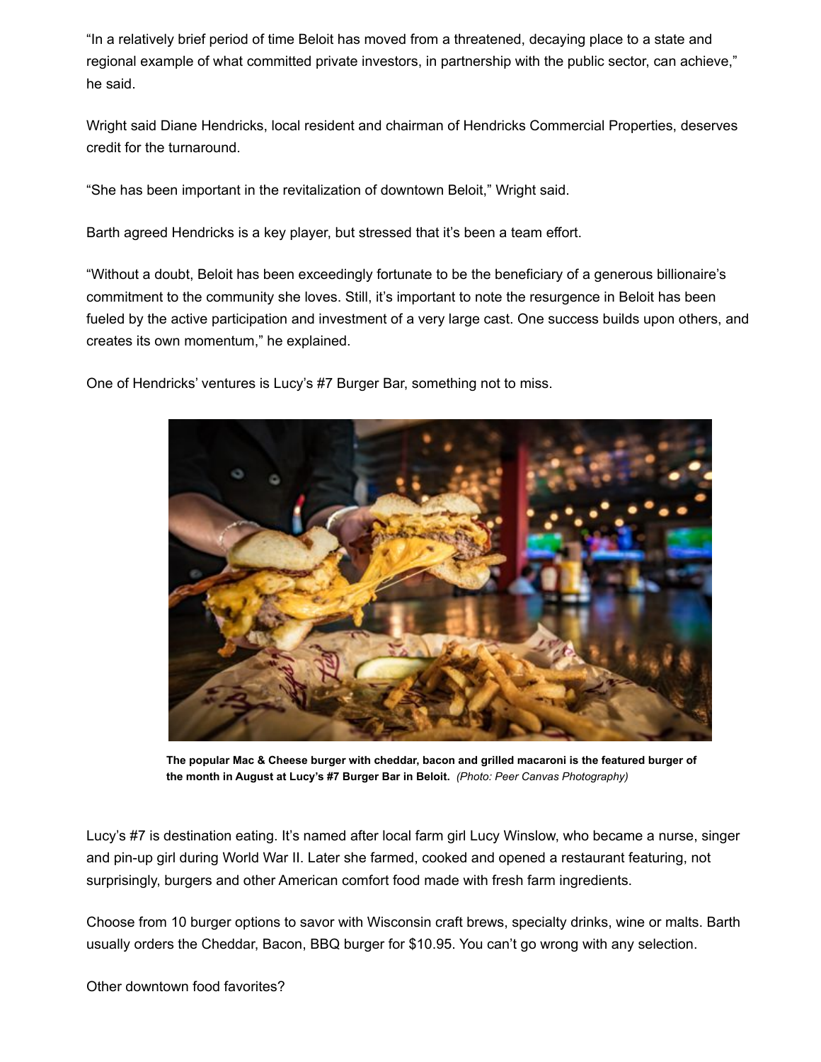"In a relatively brief period of time Beloit has moved from a threatened, decaying place to a state and regional example of what committed private investors, in partnership with the public sector, can achieve," he said.

Wright said Diane Hendricks, local resident and chairman of Hendricks Commercial Properties, deserves credit for the turnaround.

"She has been important in the revitalization of downtown Beloit," Wright said.

Barth agreed Hendricks is a key player, but stressed that it's been a team effort.

"Without a doubt, Beloit has been exceedingly fortunate to be the beneficiary of a generous billionaire's commitment to the community she loves. Still, it's important to note the resurgence in Beloit has been fueled by the active participation and investment of a very large cast. One success builds upon others, and creates its own momentum," he explained.

One of Hendricks' ventures is Lucy's #7 Burger Bar, something not to miss.

**The popular Mac & Cheese burger with cheddar, bacon and grilled macaroni is the featured burger of the month in August at Lucy's #7 Burger Bar in Beloit.** *(Photo: Peer Canvas Photography)*

Lucy's #7 is destination eating. It's named after local farm girl Lucy Winslow, who became a nurse, singer and pin-up girl during World War II. Later she farmed, cooked and opened a restaurant featuring, not surprisingly, burgers and other American comfort food made with fresh farm ingredients.

Choose from 10 burger options to savor with Wisconsin craft brews, specialty drinks, wine or malts. Barth usually orders the Cheddar, Bacon, BBQ burger for $10.95. You can't go wrong with any selection.

Other downtown food favorites?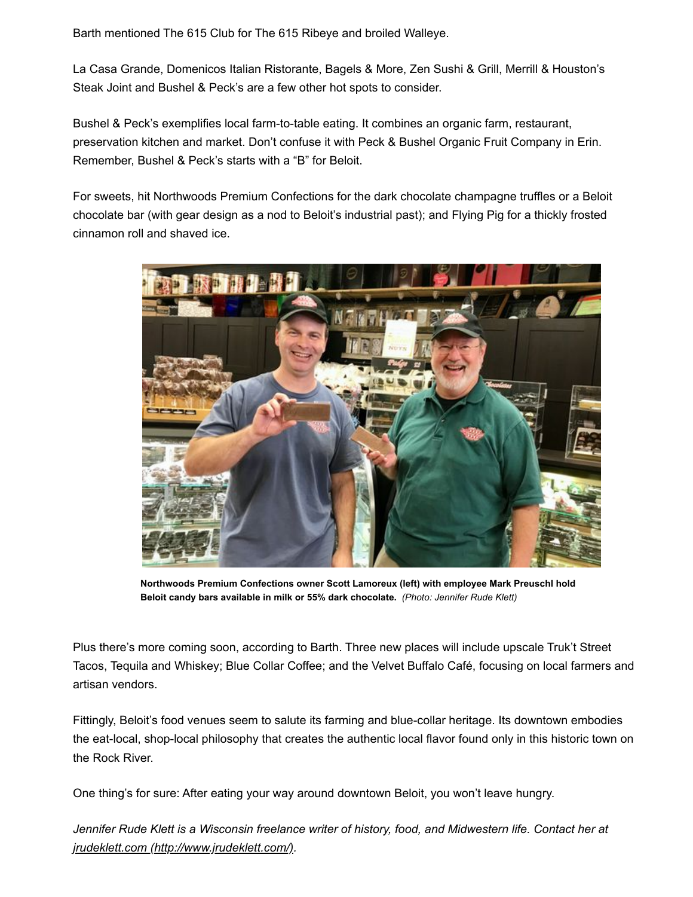Barth mentioned The 615 Club for The 615 Ribeye and broiled Walleye.

La Casa Grande, Domenicos Italian Ristorante, Bagels & More, Zen Sushi & Grill, Merrill & Houston's Steak Joint and Bushel & Peck's are a few other hot spots to consider.

Bushel & Peck's exemplifies local farm-to-table eating. It combines an organic farm, restaurant, preservation kitchen and market. Don't confuse it with Peck & Bushel Organic Fruit Company in Erin. Remember, Bushel & Peck's starts with a "B" for Beloit.

For sweets, hit Northwoods Premium Confections for the dark chocolate champagne truffles or a Beloit chocolate bar (with gear design as a nod to Beloit's industrial past); and Flying Pig for a thickly frosted cinnamon roll and shaved ice.

**Northwoods Premium Confections owner Scott Lamoreux (left) with employee Mark Preuschl hold Beloit candy bars available in milk or 55% dark chocolate.** *(Photo: Jennifer Rude Klett)*

Plus there's more coming soon, according to Barth. Three new places will include upscale Truk't Street Tacos, Tequila and Whiskey; Blue Collar Coffee; and the Velvet Buffalo Café, focusing on local farmers and artisan vendors.

Fittingly, Beloit's food venues seem to salute its farming and blue-collar heritage. Its downtown embodies the eat-local, shop-local philosophy that creates the authentic local flavor found only in this historic town on the Rock River.

One thing's for sure: After eating your way around downtown Beloit, you won't leave hungry.

*Jennifer Rude Klett is a Wisconsin freelance writer of history, food, and Midwestern life. Contact her at [jrudeklett.com (http://www.jrudeklett.com/)](http://www.jrudeklett.com/).*